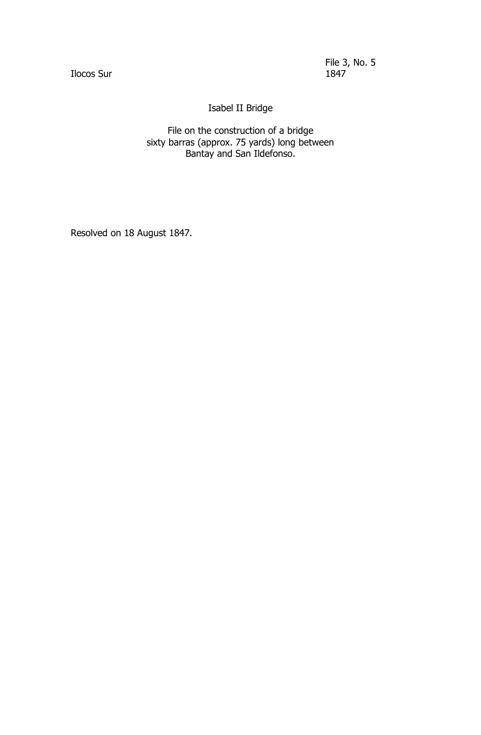Ilocos Sur

File 3, No. 5
1847

# Isabel II Bridge

File on the construction of a bridge sixty barras (approx. 75 yards) long between Bantay and San Ildefonso.

Resolved on 18 August 1847.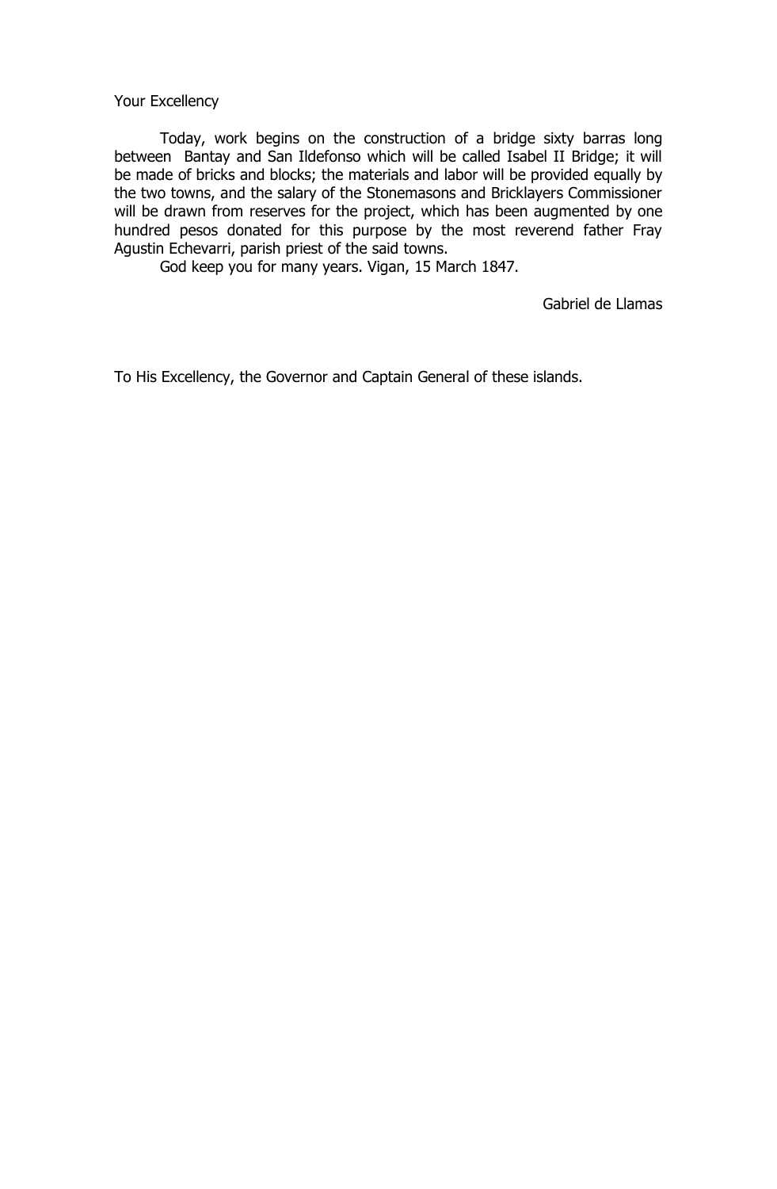Your Excellency

Today, work begins on the construction of a bridge sixty barras long between Bantay and San Ildefonso which will be called Isabel II Bridge; it will be made of bricks and blocks; the materials and labor will be provided equally by the two towns, and the salary of the Stonemasons and Bricklayers Commissioner will be drawn from reserves for the project, which has been augmented by one hundred pesos donated for this purpose by the most reverend father Fray Agustin Echevarri, parish priest of the said towns.

God keep you for many years. Vigan, 15 March 1847.

Gabriel de Llamas

To His Excellency, the Governor and Captain General of these islands.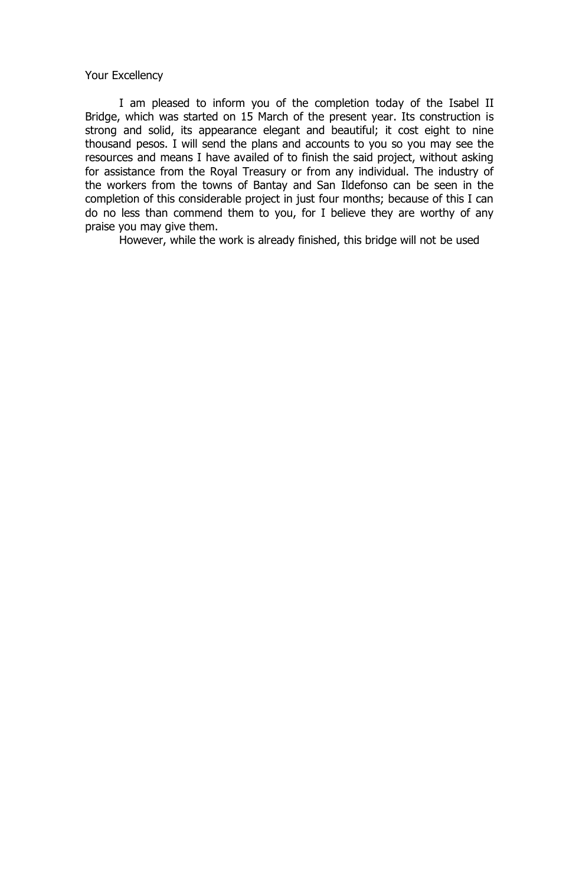Your Excellency

I am pleased to inform you of the completion today of the Isabel II Bridge, which was started on 15 March of the present year. Its construction is strong and solid, its appearance elegant and beautiful; it cost eight to nine thousand pesos. I will send the plans and accounts to you so you may see the resources and means I have availed of to finish the said project, without asking for assistance from the Royal Treasury or from any individual. The industry of the workers from the towns of Bantay and San Ildefonso can be seen in the completion of this considerable project in just four months; because of this I can do no less than commend them to you, for I believe they are worthy of any praise you may give them.

However, while the work is already finished, this bridge will not be used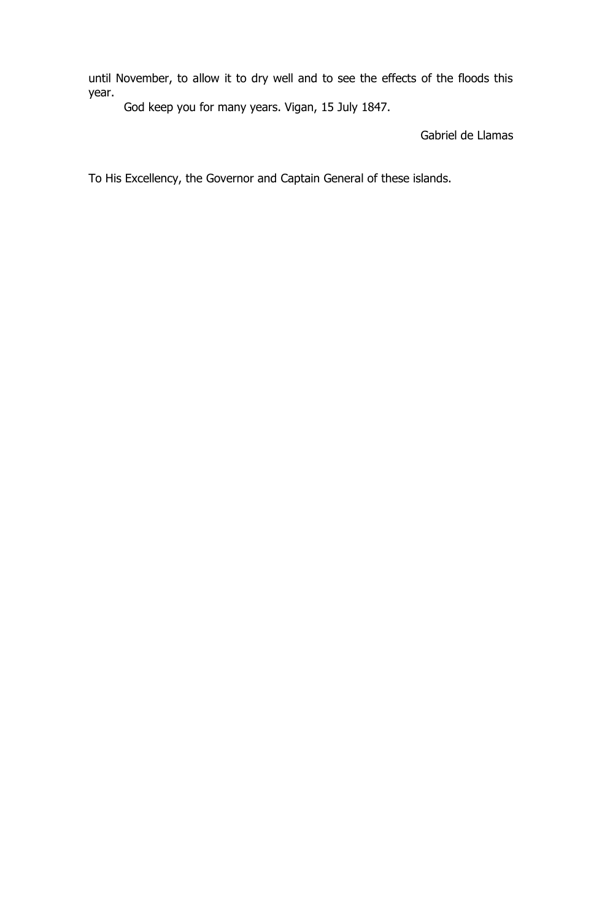until November, to allow it to dry well and to see the effects of the floods this year.

God keep you for many years. Vigan, 15 July 1847.

Gabriel de Llamas

To His Excellency, the Governor and Captain General of these islands.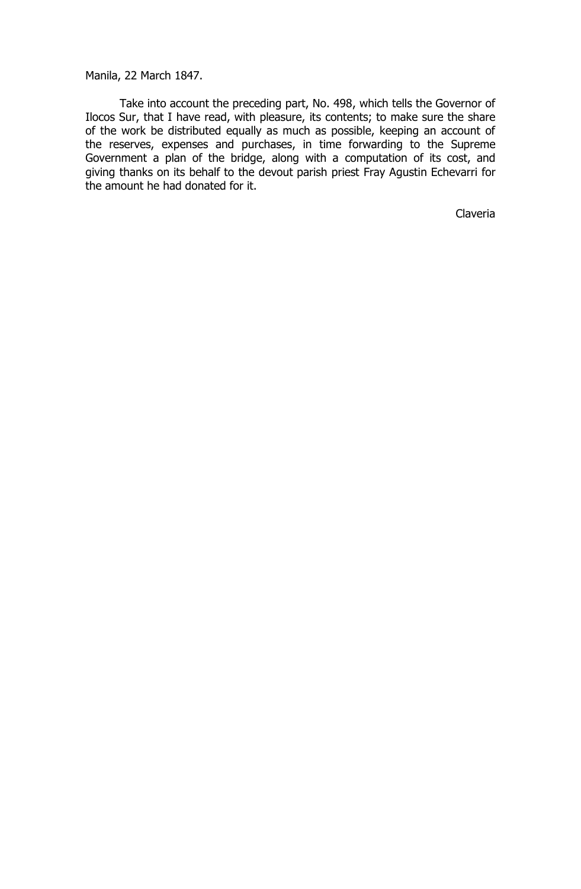Manila, 22 March 1847.

Take into account the preceding part, No. 498, which tells the Governor of Ilocos Sur, that I have read, with pleasure, its contents; to make sure the share of the work be distributed equally as much as possible, keeping an account of the reserves, expenses and purchases, in time forwarding to the Supreme Government a plan of the bridge, along with a computation of its cost, and giving thanks on its behalf to the devout parish priest Fray Agustin Echevarri for the amount he had donated for it.

Claveria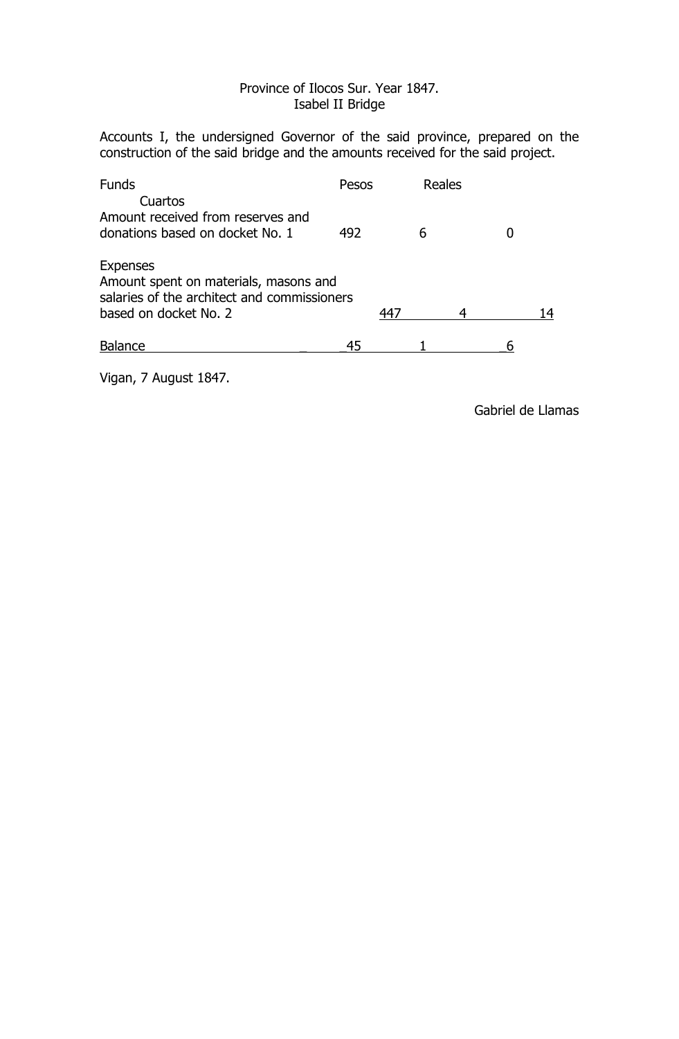Province of Ilocos Sur. Year 1847.
Isabel II Bridge

Accounts I, the undersigned Governor of the said province, prepared on the construction of the said bridge and the amounts received for the said project.

| Funds | Pesos | Reales | Cuartos |
|---|---|---|---|
| Amount received from reserves and donations based on docket No. 1 | 492 | 6 | 0 |
| **Expenses** | | | |
| Amount spent on materials, masons and salaries of the architect and commissioners based on docket No. 2 | 447 | 4 | 14 |
| Balance | 45 | 1 | 6 |

Vigan, 7 August 1847.

Gabriel de Llamas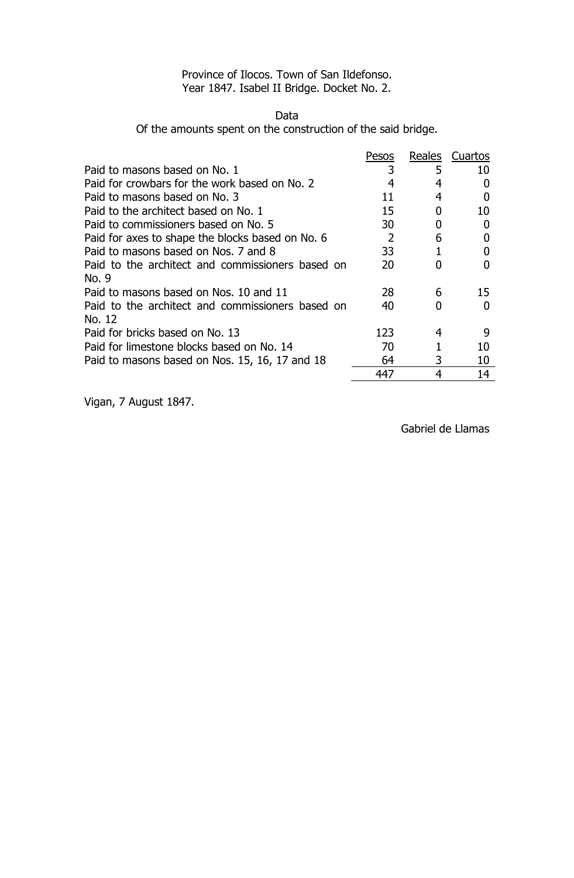Province of Ilocos. Town of San Ildefonso.
Year 1847. Isabel II Bridge. Docket No. 2.

Data

Of the amounts spent on the construction of the said bridge.

| | Pesos | Reales | Cuartos |
|---|---|---|---|
| Paid to masons based on No. 1 | 3 | 5 | 10 |
| Paid for crowbars for the work based on No. 2 | 4 | 4 | 0 |
| Paid to masons based on No. 3 | 11 | 4 | 0 |
| Paid to the architect based on No. 1 | 15 | 0 | 10 |
| Paid to commissioners based on No. 5 | 30 | 0 | 0 |
| Paid for axes to shape the blocks based on No. 6 | 2 | 6 | 0 |
| Paid to masons based on Nos. 7 and 8 | 33 | 1 | 0 |
| Paid to the architect and commissioners based on No. 9 | 20 | 0 | 0 |
| Paid to masons based on Nos. 10 and 11 | 28 | 6 | 15 |
| Paid to the architect and commissioners based on No. 12 | 40 | 0 | 0 |
| Paid for bricks based on No. 13 | 123 | 4 | 9 |
| Paid for limestone blocks based on No. 14 | 70 | 1 | 10 |
| Paid to masons based on Nos. 15, 16, 17 and 18 | 64 | 3 | 10 |
| | 447 | 4 | 14 |

Vigan, 7 August 1847.

Gabriel de Llamas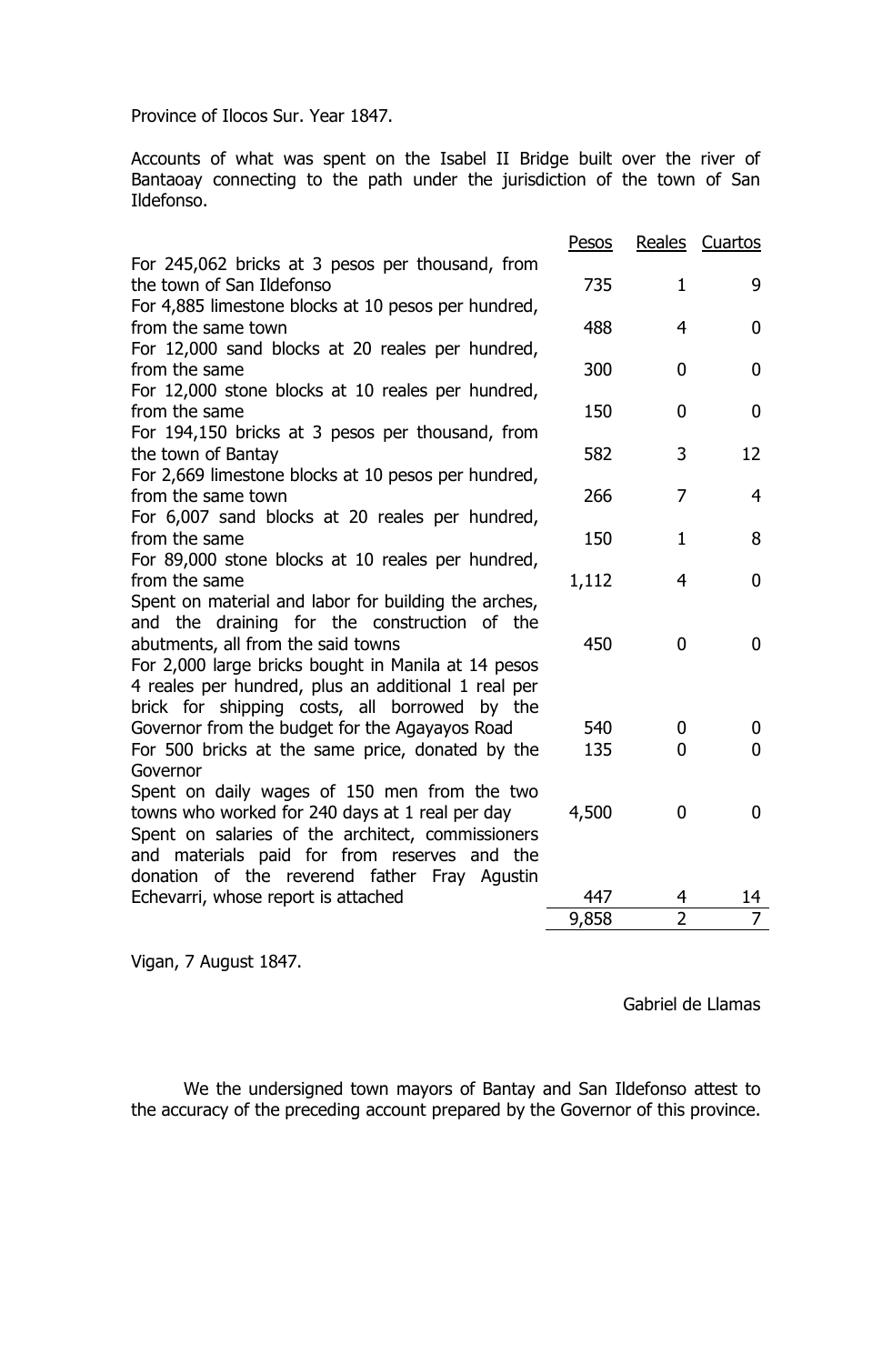Province of Ilocos Sur. Year 1847.

Accounts of what was spent on the Isabel II Bridge built over the river of Bantaoay connecting to the path under the jurisdiction of the town of San Ildefonso.

| | Pesos | Reales | Cuartos |
|---|---|---|---|
| For 245,062 bricks at 3 pesos per thousand, from the town of San Ildefonso | 735 | 1 | 9 |
| For 4,885 limestone blocks at 10 pesos per hundred, from the same town | 488 | 4 | 0 |
| For 12,000 sand blocks at 20 reales per hundred, from the same | 300 | 0 | 0 |
| For 12,000 stone blocks at 10 reales per hundred, from the same | 150 | 0 | 0 |
| For 194,150 bricks at 3 pesos per thousand, from the town of Bantay | 582 | 3 | 12 |
| For 2,669 limestone blocks at 10 pesos per hundred, from the same town | 266 | 7 | 4 |
| For 6,007 sand blocks at 20 reales per hundred, from the same | 150 | 1 | 8 |
| For 89,000 stone blocks at 10 reales per hundred, from the same | 1,112 | 4 | 0 |
| Spent on material and labor for building the arches, and the draining for the construction of the abutments, all from the said towns | 450 | 0 | 0 |
| For 2,000 large bricks bought in Manila at 14 pesos 4 reales per hundred, plus an additional 1 real per brick for shipping costs, all borrowed by the Governor from the budget for the Agayayos Road | 540 | 0 | 0 |
| For 500 bricks at the same price, donated by the Governor | 135 | 0 | 0 |
| Spent on daily wages of 150 men from the two towns who worked for 240 days at 1 real per day | 4,500 | 0 | 0 |
| Spent on salaries of the architect, commissioners and materials paid for from reserves and the donation of the reverend father Fray Agustin Echevarri, whose report is attached | 447 | 4 | 14 |
| | 9,858 | 2 | 7 |

Vigan, 7 August 1847.

Gabriel de Llamas

We the undersigned town mayors of Bantay and San Ildefonso attest to the accuracy of the preceding account prepared by the Governor of this province.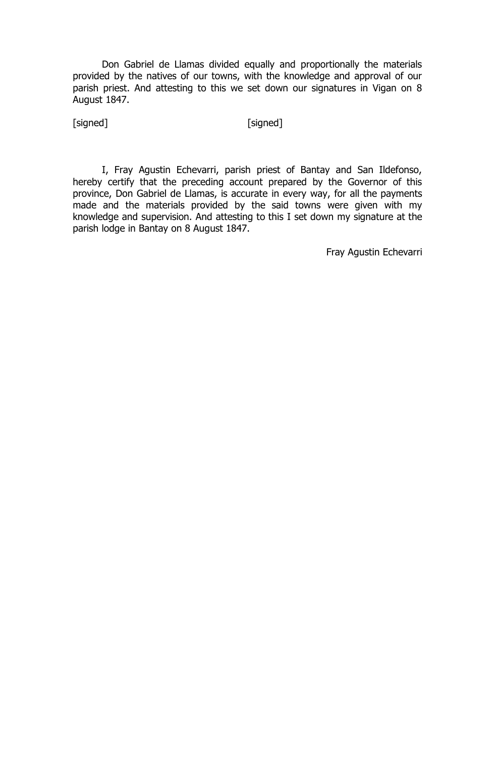Don Gabriel de Llamas divided equally and proportionally the materials provided by the natives of our towns, with the knowledge and approval of our parish priest. And attesting to this we set down our signatures in Vigan on 8 August 1847.

[signed] [signed]

I, Fray Agustin Echevarri, parish priest of Bantay and San Ildefonso, hereby certify that the preceding account prepared by the Governor of this province, Don Gabriel de Llamas, is accurate in every way, for all the payments made and the materials provided by the said towns were given with my knowledge and supervision. And attesting to this I set down my signature at the parish lodge in Bantay on 8 August 1847.

Fray Agustin Echevarri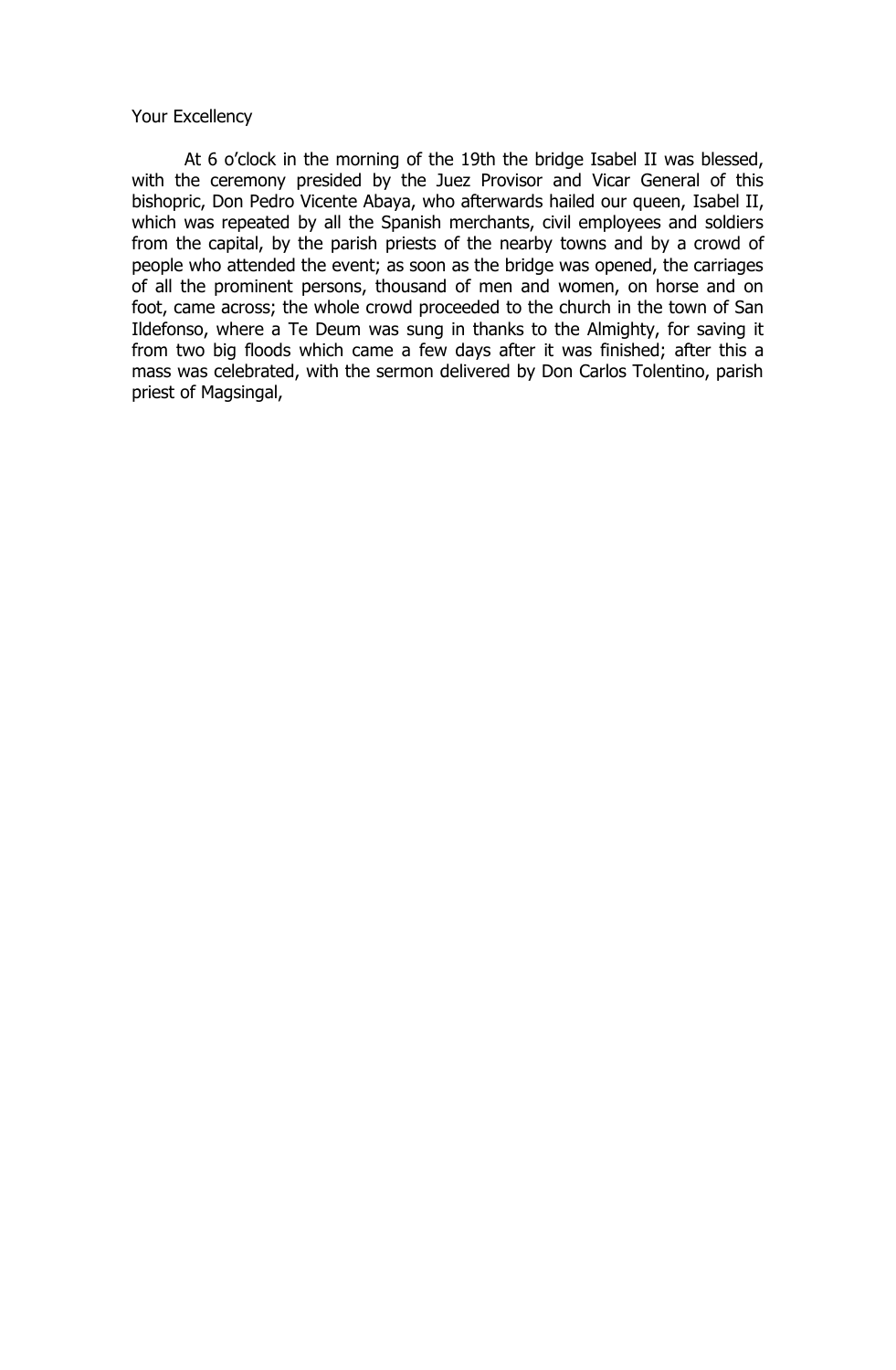Your Excellency

At 6 o'clock in the morning of the 19th the bridge Isabel II was blessed, with the ceremony presided by the Juez Provisor and Vicar General of this bishopric, Don Pedro Vicente Abaya, who afterwards hailed our queen, Isabel II, which was repeated by all the Spanish merchants, civil employees and soldiers from the capital, by the parish priests of the nearby towns and by a crowd of people who attended the event; as soon as the bridge was opened, the carriages of all the prominent persons, thousand of men and women, on horse and on foot, came across; the whole crowd proceeded to the church in the town of San Ildefonso, where a Te Deum was sung in thanks to the Almighty, for saving it from two big floods which came a few days after it was finished; after this a mass was celebrated, with the sermon delivered by Don Carlos Tolentino, parish priest of Magsingal,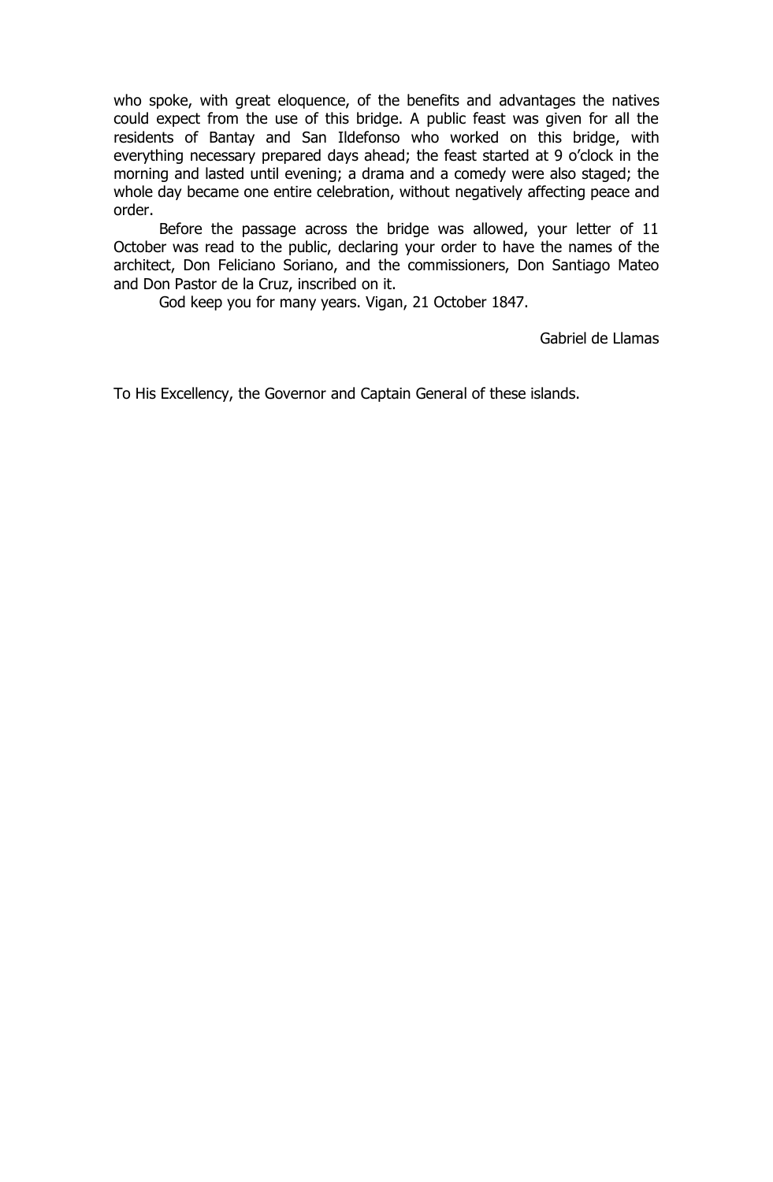who spoke, with great eloquence, of the benefits and advantages the natives could expect from the use of this bridge. A public feast was given for all the residents of Bantay and San Ildefonso who worked on this bridge, with everything necessary prepared days ahead; the feast started at 9 o'clock in the morning and lasted until evening; a drama and a comedy were also staged; the whole day became one entire celebration, without negatively affecting peace and order.

Before the passage across the bridge was allowed, your letter of 11 October was read to the public, declaring your order to have the names of the architect, Don Feliciano Soriano, and the commissioners, Don Santiago Mateo and Don Pastor de la Cruz, inscribed on it.

God keep you for many years. Vigan, 21 October 1847.

Gabriel de Llamas

To His Excellency, the Governor and Captain General of these islands.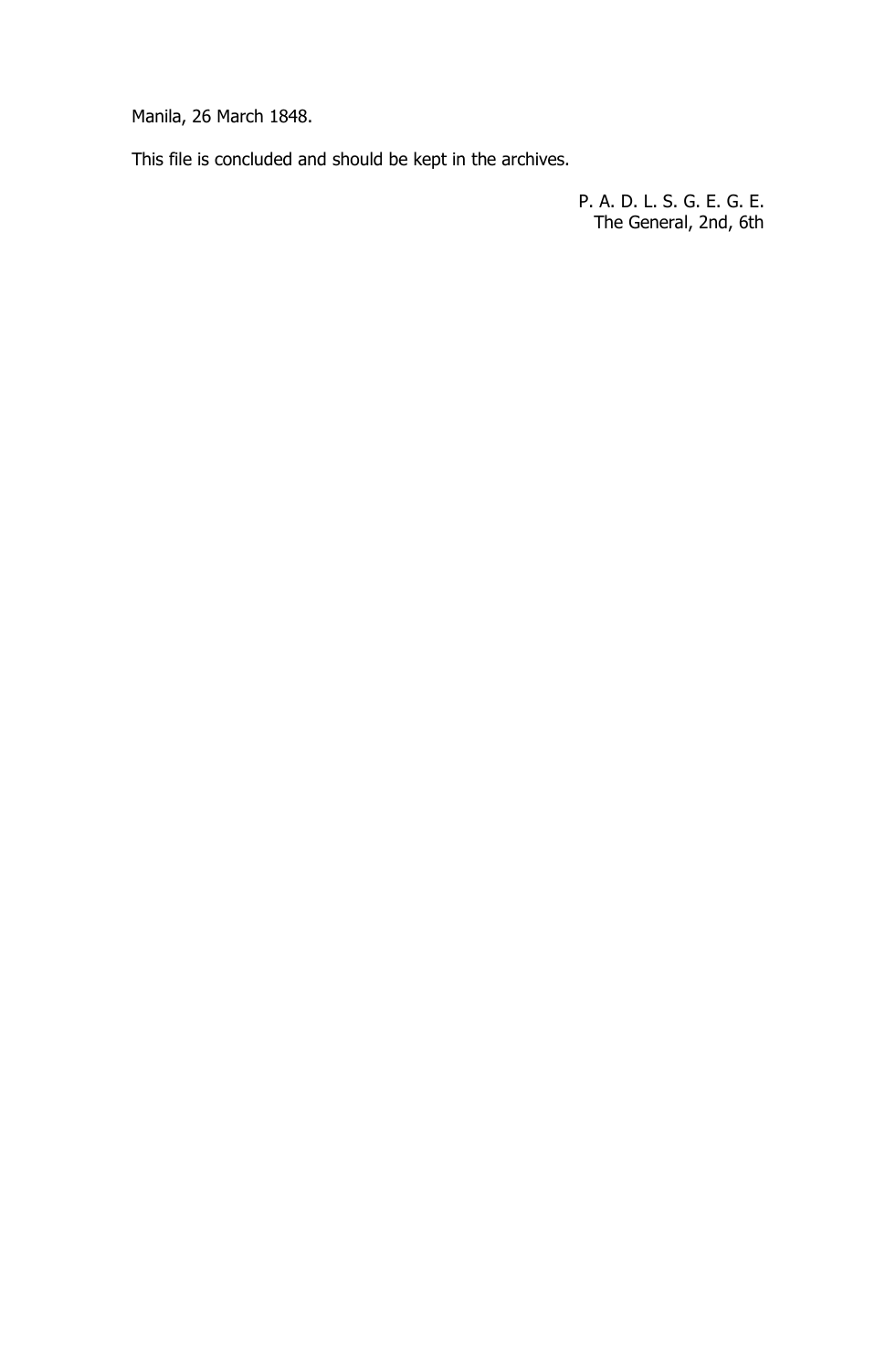Manila, 26 March 1848.

This file is concluded and should be kept in the archives.

P. A. D. L. S. G. E. G. E.
The General, 2nd, 6th